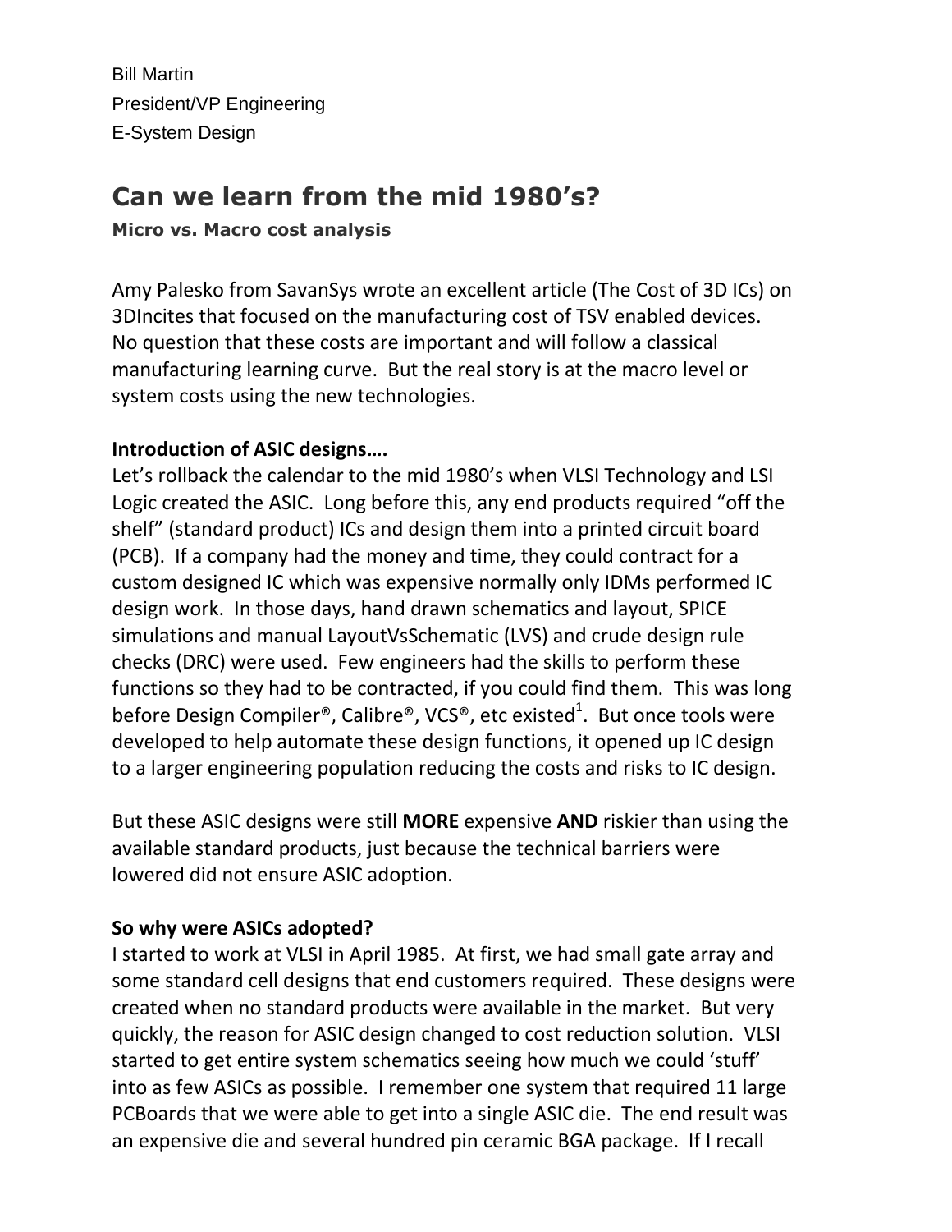Bill Martin
President/VP Engineering
E-System Design

# Can we learn from the mid 1980's?

**Micro vs. Macro cost analysis**

Amy Palesko from SavanSys wrote an excellent article (The Cost of 3D ICs) on 3DIncites that focused on the manufacturing cost of TSV enabled devices. No question that these costs are important and will follow a classical manufacturing learning curve. But the real story is at the macro level or system costs using the new technologies.

**Introduction of ASIC designs….**

Let's rollback the calendar to the mid 1980's when VLSI Technology and LSI Logic created the ASIC. Long before this, any end products required "off the shelf" (standard product) ICs and design them into a printed circuit board (PCB). If a company had the money and time, they could contract for a custom designed IC which was expensive normally only IDMs performed IC design work. In those days, hand drawn schematics and layout, SPICE simulations and manual LayoutVsSchematic (LVS) and crude design rule checks (DRC) were used. Few engineers had the skills to perform these functions so they had to be contracted, if you could find them. This was long before Design Compiler®, Calibre®, VCS®, etc existed[1]. But once tools were developed to help automate these design functions, it opened up IC design to a larger engineering population reducing the costs and risks to IC design.

But these ASIC designs were still **MORE** expensive **AND** riskier than using the available standard products, just because the technical barriers were lowered did not ensure ASIC adoption.

**So why were ASICs adopted?**

I started to work at VLSI in April 1985. At first, we had small gate array and some standard cell designs that end customers required. These designs were created when no standard products were available in the market. But very quickly, the reason for ASIC design changed to cost reduction solution. VLSI started to get entire system schematics seeing how much we could 'stuff' into as few ASICs as possible. I remember one system that required 11 large PCBoards that we were able to get into a single ASIC die. The end result was an expensive die and several hundred pin ceramic BGA package. If I recall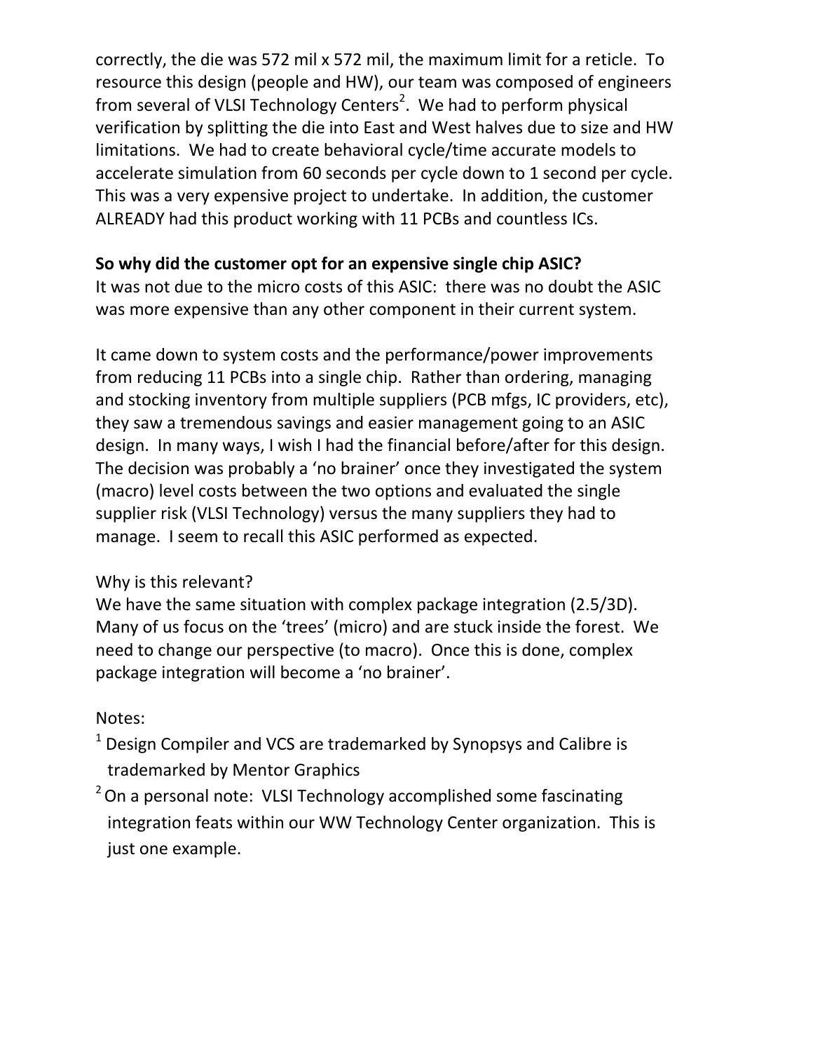correctly, the die was 572 mil x 572 mil, the maximum limit for a reticle. To resource this design (people and HW), our team was composed of engineers from several of VLSI Technology Centers[2]. We had to perform physical verification by splitting the die into East and West halves due to size and HW limitations. We had to create behavioral cycle/time accurate models to accelerate simulation from 60 seconds per cycle down to 1 second per cycle. This was a very expensive project to undertake. In addition, the customer ALREADY had this product working with 11 PCBs and countless ICs.

**So why did the customer opt for an expensive single chip ASIC?**
It was not due to the micro costs of this ASIC: there was no doubt the ASIC was more expensive than any other component in their current system.

It came down to system costs and the performance/power improvements from reducing 11 PCBs into a single chip. Rather than ordering, managing and stocking inventory from multiple suppliers (PCB mfgs, IC providers, etc), they saw a tremendous savings and easier management going to an ASIC design. In many ways, I wish I had the financial before/after for this design. The decision was probably a 'no brainer' once they investigated the system (macro) level costs between the two options and evaluated the single supplier risk (VLSI Technology) versus the many suppliers they had to manage. I seem to recall this ASIC performed as expected.

Why is this relevant?
We have the same situation with complex package integration (2.5/3D). Many of us focus on the 'trees' (micro) and are stuck inside the forest. We need to change our perspective (to macro). Once this is done, complex package integration will become a 'no brainer'.

Notes:

[1] Design Compiler and VCS are trademarked by Synopsys and Calibre is trademarked by Mentor Graphics

[2] On a personal note: VLSI Technology accomplished some fascinating integration feats within our WW Technology Center organization. This is just one example.